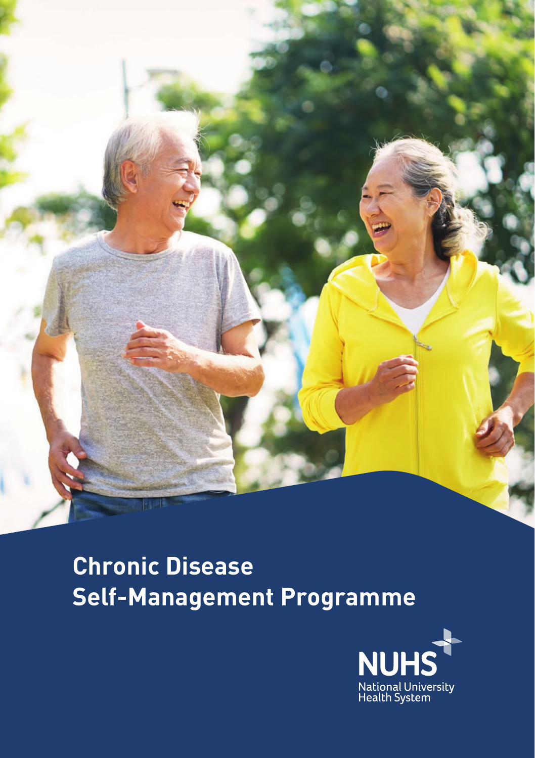# Chronic Disease Self-Management Programme

NUHS

National University Health System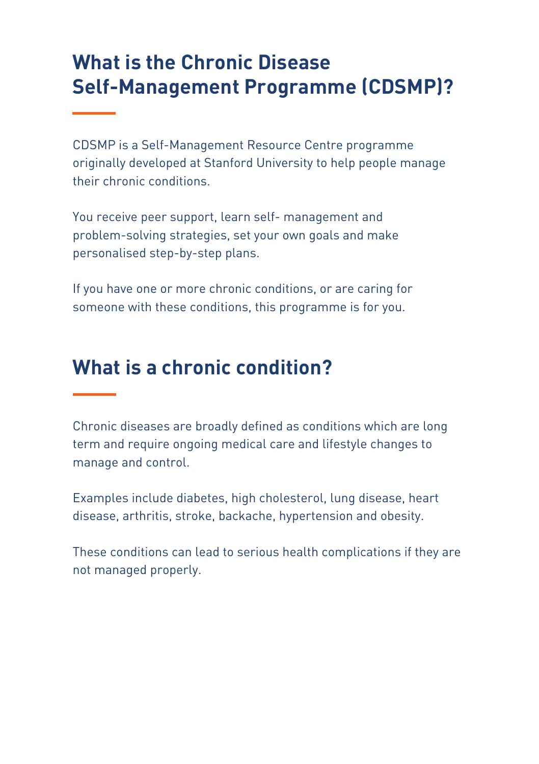## What is the Chronic Disease Self-Management Programme (CDSMP)?

CDSMP is a Self-Management Resource Centre programme originally developed at Stanford University to help people manage their chronic conditions.

You receive peer support, learn self- management and problem-solving strategies, set your own goals and make personalised step-by-step plans.

If you have one or more chronic conditions, or are caring for someone with these conditions, this programme is for you.

## What is a chronic condition?

Chronic diseases are broadly defined as conditions which are long term and require ongoing medical care and lifestyle changes to manage and control.

Examples include diabetes, high cholesterol, lung disease, heart disease, arthritis, stroke, backache, hypertension and obesity.

These conditions can lead to serious health complications if they are not managed properly.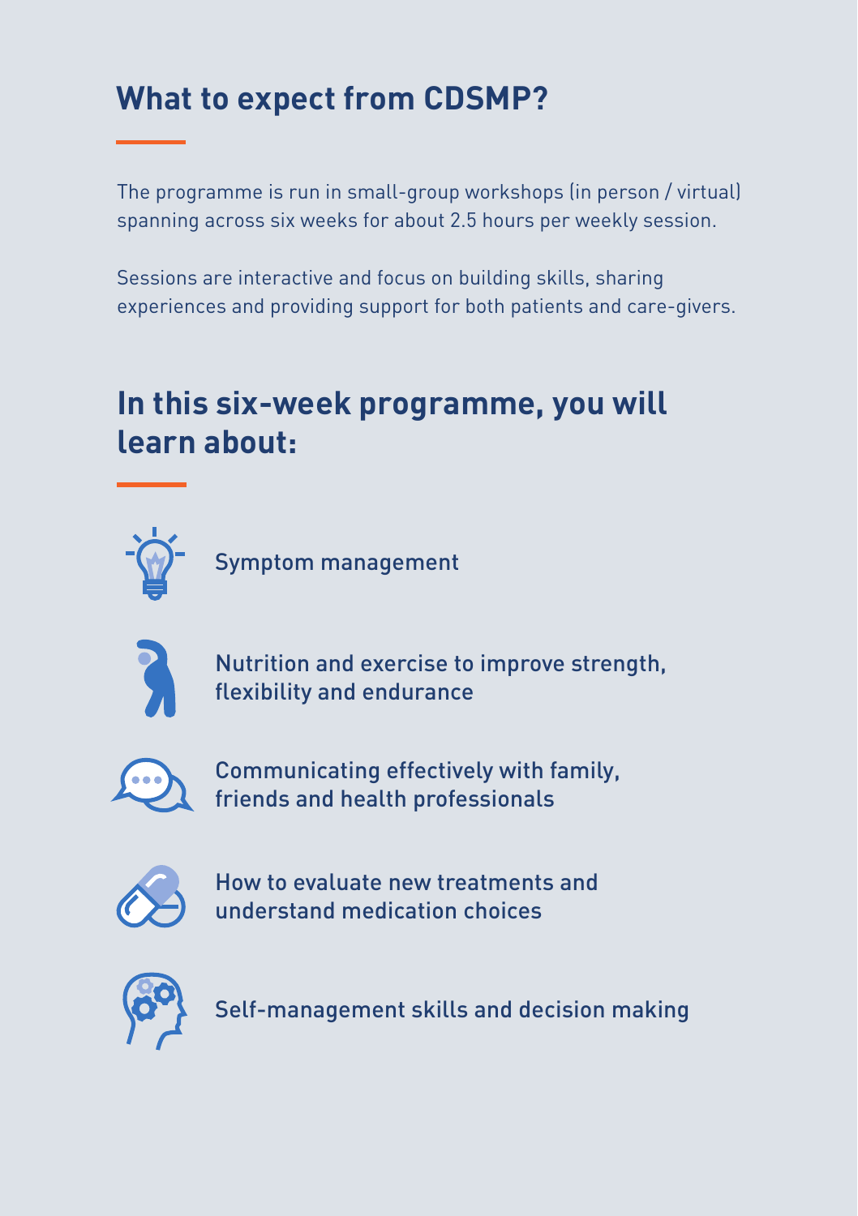## What to expect from CDSMP?

The programme is run in small-group workshops (in person / virtual) spanning across six weeks for about 2.5 hours per weekly session.

Sessions are interactive and focus on building skills, sharing experiences and providing support for both patients and care-givers.

## In this six-week programme, you will learn about:

- Symptom management
- Nutrition and exercise to improve strength, flexibility and endurance
- Communicating effectively with family, friends and health professionals
- How to evaluate new treatments and understand medication choices
- Self-management skills and decision making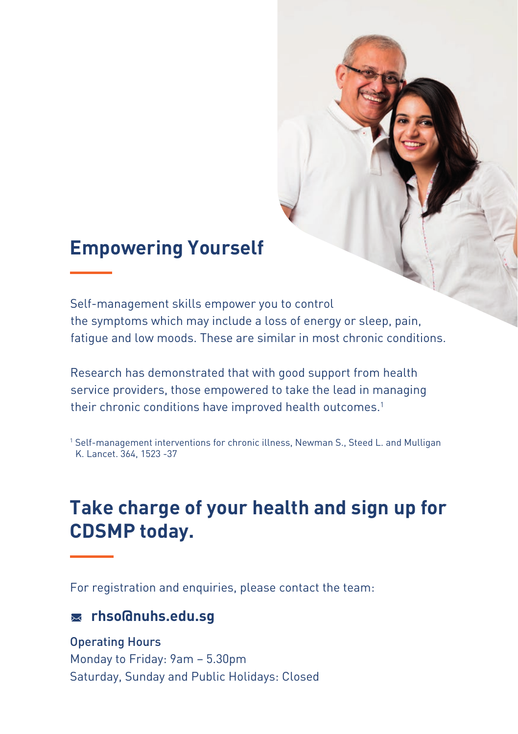## Empowering Yourself

Self-management skills empower you to control the symptoms which may include a loss of energy or sleep, pain, fatigue and low moods. These are similar in most chronic conditions.

Research has demonstrated that with good support from health service providers, those empowered to take the lead in managing their chronic conditions have improved health outcomes.[1]

[1] Self-management interventions for chronic illness, Newman S., Steed L. and Mulligan K. Lancet. 364, 1523 -37

## Take charge of your health and sign up for CDSMP today.

For registration and enquiries, please contact the team:

**rhso@nuhs.edu.sg**

Operating Hours
Monday to Friday: 9am – 5.30pm
Saturday, Sunday and Public Holidays: Closed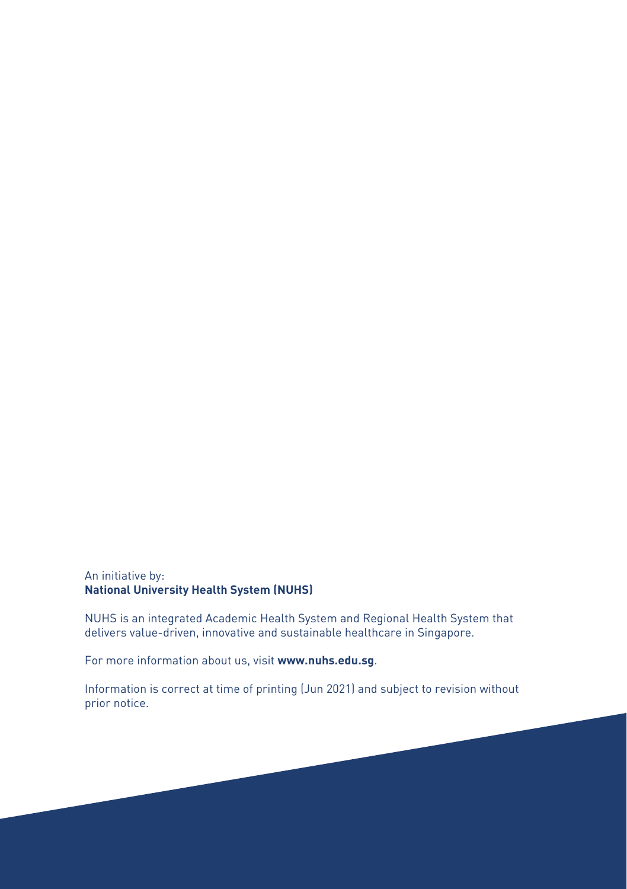An initiative by:
**National University Health System (NUHS)**

NUHS is an integrated Academic Health System and Regional Health System that delivers value-driven, innovative and sustainable healthcare in Singapore.

For more information about us, visit **www.nuhs.edu.sg**.

Information is correct at time of printing (Jun 2021) and subject to revision without prior notice.